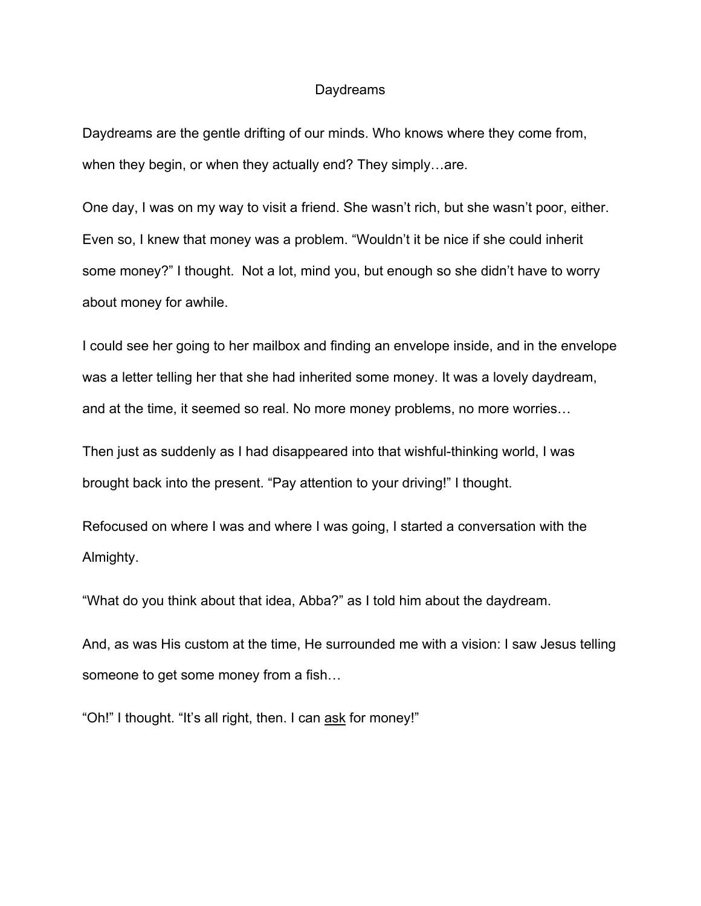# Daydreams

Daydreams are the gentle drifting of our minds. Who knows where they come from, when they begin, or when they actually end? They simply…are.

One day, I was on my way to visit a friend. She wasn't rich, but she wasn't poor, either. Even so, I knew that money was a problem. "Wouldn't it be nice if she could inherit some money?" I thought. Not a lot, mind you, but enough so she didn't have to worry about money for awhile.

I could see her going to her mailbox and finding an envelope inside, and in the envelope was a letter telling her that she had inherited some money. It was a lovely daydream, and at the time, it seemed so real. No more money problems, no more worries…

Then just as suddenly as I had disappeared into that wishful-thinking world, I was brought back into the present. "Pay attention to your driving!" I thought.

Refocused on where I was and where I was going, I started a conversation with the Almighty.

"What do you think about that idea, Abba?" as I told him about the daydream.

And, as was His custom at the time, He surrounded me with a vision: I saw Jesus telling someone to get some money from a fish…

"Oh!" I thought. "It's all right, then. I can <u>ask</u> for money!"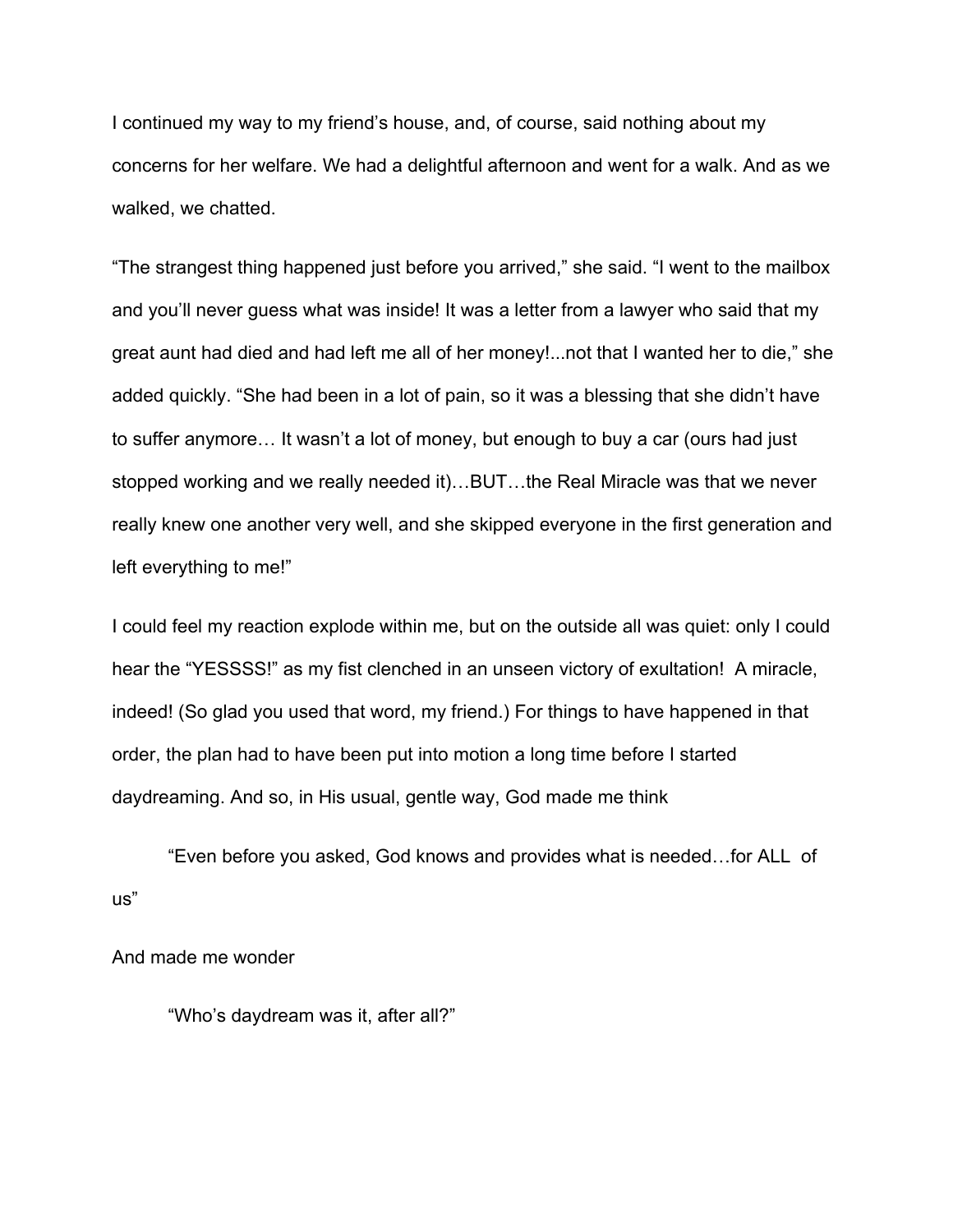I continued my way to my friend's house, and, of course, said nothing about my concerns for her welfare. We had a delightful afternoon and went for a walk. And as we walked, we chatted.

"The strangest thing happened just before you arrived," she said. "I went to the mailbox and you'll never guess what was inside! It was a letter from a lawyer who said that my great aunt had died and had left me all of her money!...not that I wanted her to die," she added quickly. "She had been in a lot of pain, so it was a blessing that she didn't have to suffer anymore… It wasn't a lot of money, but enough to buy a car (ours had just stopped working and we really needed it)…BUT…the Real Miracle was that we never really knew one another very well, and she skipped everyone in the first generation and left everything to me!"

I could feel my reaction explode within me, but on the outside all was quiet: only I could hear the "YESSSS!" as my fist clenched in an unseen victory of exultation! A miracle, indeed! (So glad you used that word, my friend.) For things to have happened in that order, the plan had to have been put into motion a long time before I started daydreaming. And so, in His usual, gentle way, God made me think

> "Even before you asked, God knows and provides what is needed…for ALL of us"

And made me wonder

> "Who's daydream was it, after all?"